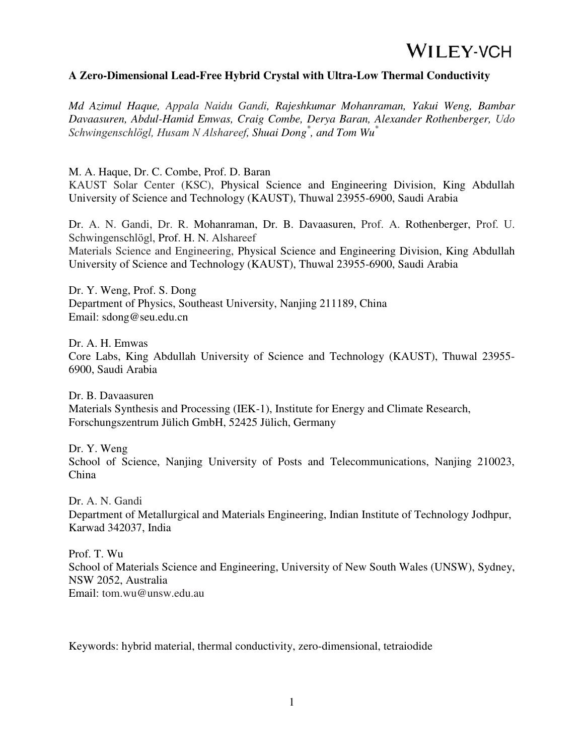**A Zero-Dimensional Lead-Free Hybrid Crystal with Ultra-Low Thermal Conductivity**

*Md Azimul Haque, Appala Naidu Gandi, Rajeshkumar Mohanraman, Yakui Weng, Bambar Davaasuren, Abdul-Hamid Emwas, Craig Combe, Derya Baran, Alexander Rothenberger, Udo Schwingenschlögl, Husam N Alshareef, Shuai Dong\*, and Tom Wu\**

M. A. Haque, Dr. C. Combe, Prof. D. Baran
KAUST Solar Center (KSC), Physical Science and Engineering Division, King Abdullah University of Science and Technology (KAUST), Thuwal 23955-6900, Saudi Arabia

Dr. A. N. Gandi, Dr. R. Mohanraman, Dr. B. Davaasuren, Prof. A. Rothenberger, Prof. U. Schwingenschlögl, Prof. H. N. Alshareef
Materials Science and Engineering, Physical Science and Engineering Division, King Abdullah University of Science and Technology (KAUST), Thuwal 23955-6900, Saudi Arabia

Dr. Y. Weng, Prof. S. Dong
Department of Physics, Southeast University, Nanjing 211189, China
Email: sdong@seu.edu.cn

Dr. A. H. Emwas
Core Labs, King Abdullah University of Science and Technology (KAUST), Thuwal 23955-6900, Saudi Arabia

Dr. B. Davaasuren
Materials Synthesis and Processing (IEK-1), Institute for Energy and Climate Research, Forschungszentrum Jülich GmbH, 52425 Jülich, Germany

Dr. Y. Weng
School of Science, Nanjing University of Posts and Telecommunications, Nanjing 210023, China

Dr. A. N. Gandi
Department of Metallurgical and Materials Engineering, Indian Institute of Technology Jodhpur, Karwad 342037, India

Prof. T. Wu
School of Materials Science and Engineering, University of New South Wales (UNSW), Sydney, NSW 2052, Australia
Email: tom.wu@unsw.edu.au

Keywords: hybrid material, thermal conductivity, zero-dimensional, tetraiodide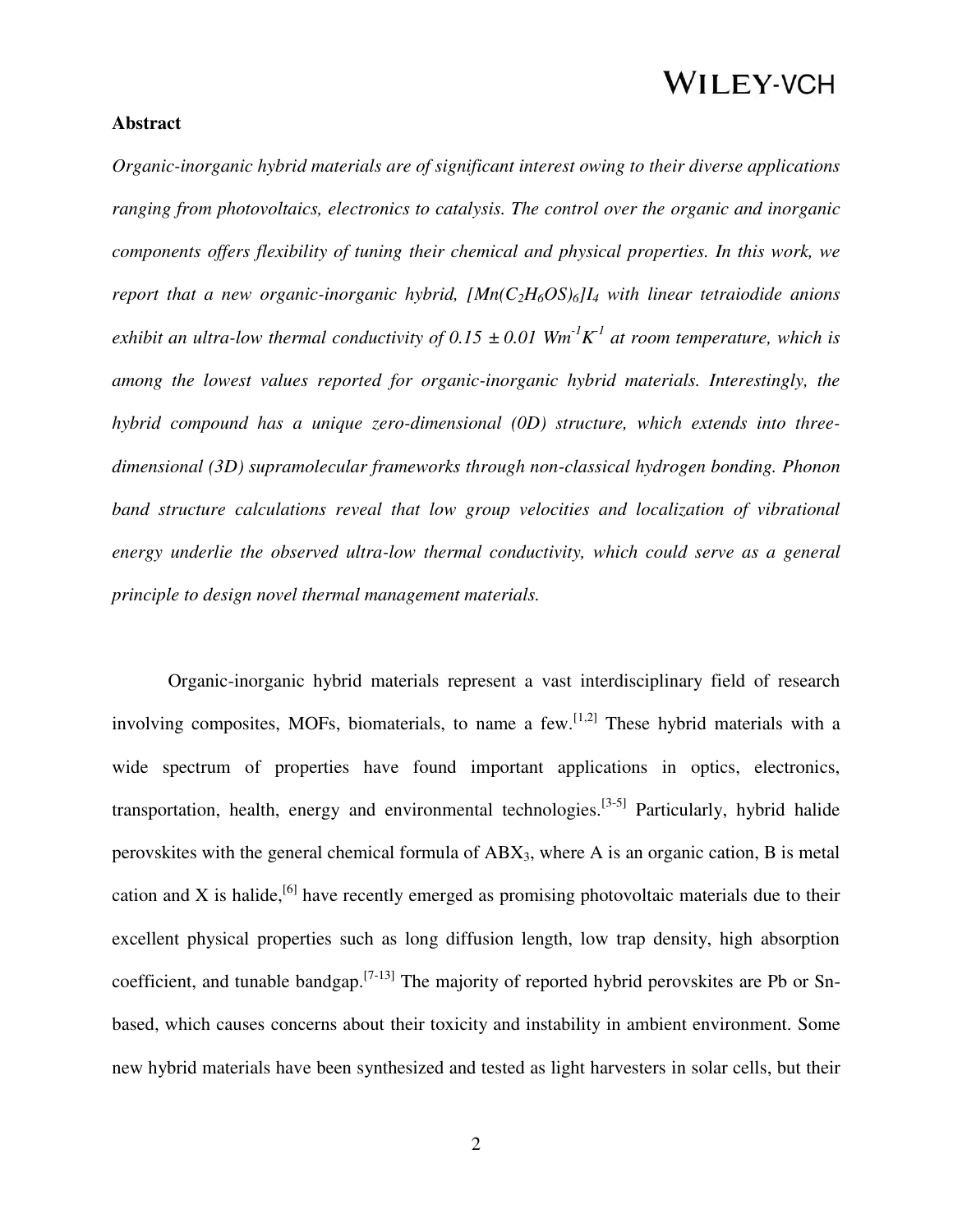**Abstract**

*Organic-inorganic hybrid materials are of significant interest owing to their diverse applications ranging from photovoltaics, electronics to catalysis. The control over the organic and inorganic components offers flexibility of tuning their chemical and physical properties. In this work, we report that a new organic-inorganic hybrid, $[Mn(C_2H_6OS)_6]I_4$ with linear tetraiodide anions exhibit an ultra-low thermal conductivity of $0.15 \pm 0.01$ $Wm^{-1}K^{-1}$ at room temperature, which is among the lowest values reported for organic-inorganic hybrid materials. Interestingly, the hybrid compound has a unique zero-dimensional (0D) structure, which extends into three-dimensional (3D) supramolecular frameworks through non-classical hydrogen bonding. Phonon band structure calculations reveal that low group velocities and localization of vibrational energy underlie the observed ultra-low thermal conductivity, which could serve as a general principle to design novel thermal management materials.*

Organic-inorganic hybrid materials represent a vast interdisciplinary field of research involving composites, MOFs, biomaterials, to name a few.[1,2] These hybrid materials with a wide spectrum of properties have found important applications in optics, electronics, transportation, health, energy and environmental technologies.[3-5] Particularly, hybrid halide perovskites with the general chemical formula of $ABX_3$, where A is an organic cation, B is metal cation and X is halide,[6] have recently emerged as promising photovoltaic materials due to their excellent physical properties such as long diffusion length, low trap density, high absorption coefficient, and tunable bandgap.[7-13] The majority of reported hybrid perovskites are Pb or Sn-based, which causes concerns about their toxicity and instability in ambient environment. Some new hybrid materials have been synthesized and tested as light harvesters in solar cells, but their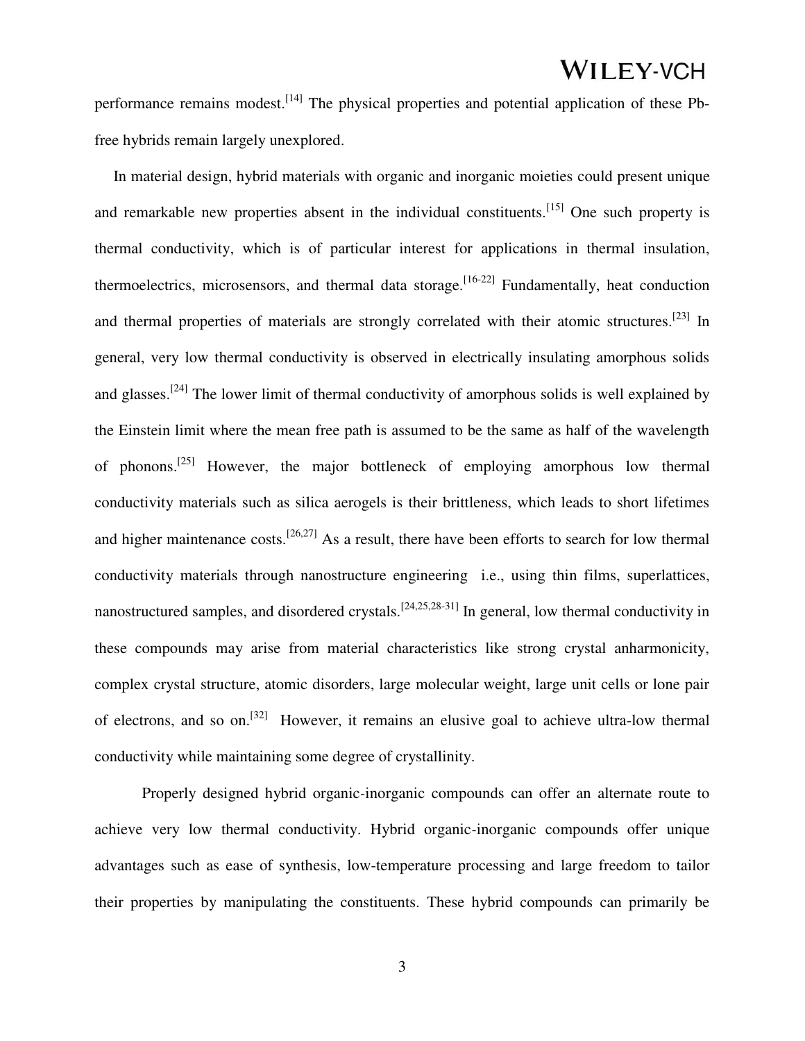performance remains modest.[14] The physical properties and potential application of these Pb-free hybrids remain largely unexplored.

In material design, hybrid materials with organic and inorganic moieties could present unique and remarkable new properties absent in the individual constituents.[15] One such property is thermal conductivity, which is of particular interest for applications in thermal insulation, thermoelectrics, microsensors, and thermal data storage.[16-22] Fundamentally, heat conduction and thermal properties of materials are strongly correlated with their atomic structures.[23] In general, very low thermal conductivity is observed in electrically insulating amorphous solids and glasses.[24] The lower limit of thermal conductivity of amorphous solids is well explained by the Einstein limit where the mean free path is assumed to be the same as half of the wavelength of phonons.[25] However, the major bottleneck of employing amorphous low thermal conductivity materials such as silica aerogels is their brittleness, which leads to short lifetimes and higher maintenance costs.[26,27] As a result, there have been efforts to search for low thermal conductivity materials through nanostructure engineering i.e., using thin films, superlattices, nanostructured samples, and disordered crystals.[24,25,28-31] In general, low thermal conductivity in these compounds may arise from material characteristics like strong crystal anharmonicity, complex crystal structure, atomic disorders, large molecular weight, large unit cells or lone pair of electrons, and so on.[32] However, it remains an elusive goal to achieve ultra-low thermal conductivity while maintaining some degree of crystallinity.

Properly designed hybrid organic-inorganic compounds can offer an alternate route to achieve very low thermal conductivity. Hybrid organic-inorganic compounds offer unique advantages such as ease of synthesis, low-temperature processing and large freedom to tailor their properties by manipulating the constituents. These hybrid compounds can primarily be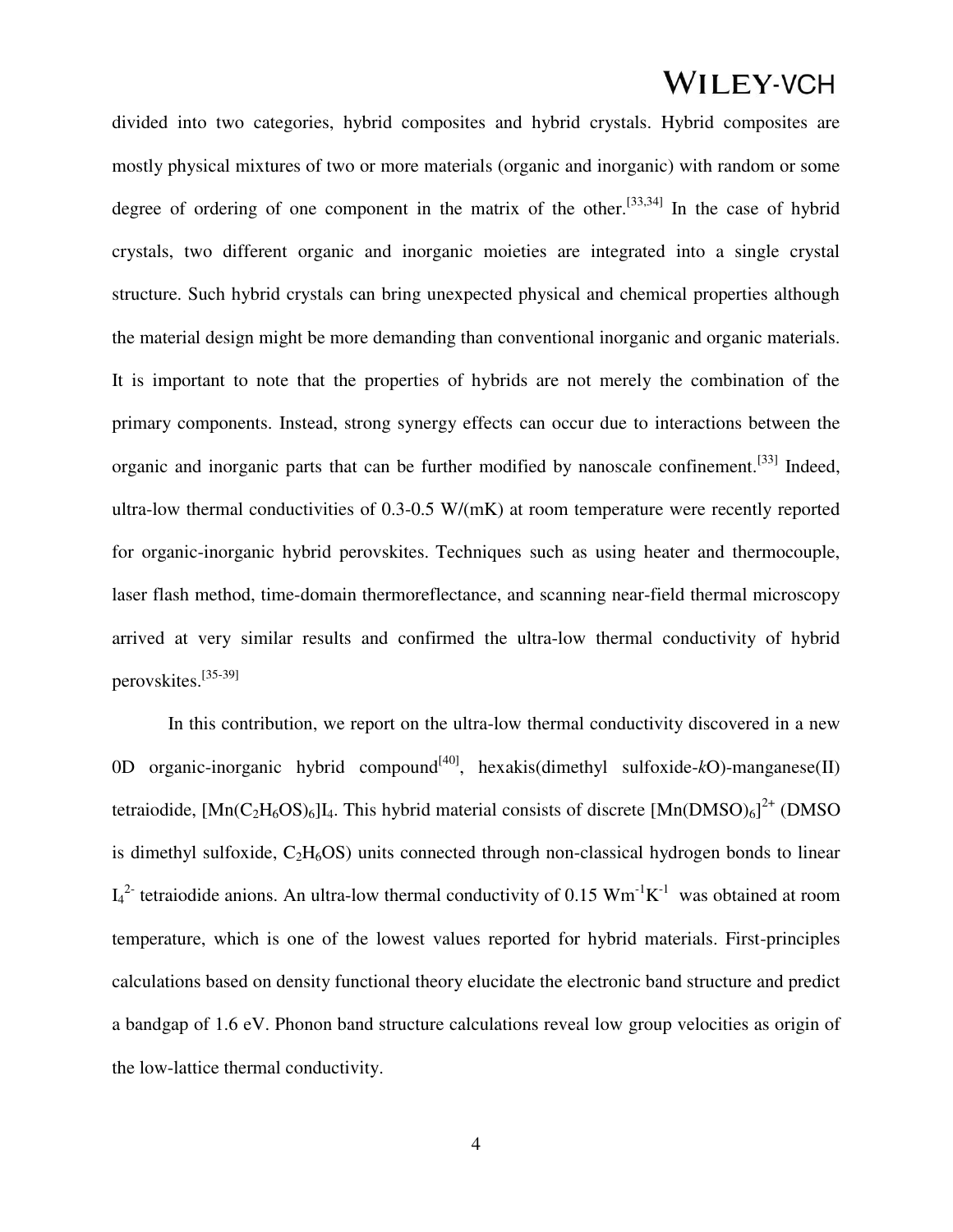divided into two categories, hybrid composites and hybrid crystals. Hybrid composites are mostly physical mixtures of two or more materials (organic and inorganic) with random or some degree of ordering of one component in the matrix of the other.[33,34] In the case of hybrid crystals, two different organic and inorganic moieties are integrated into a single crystal structure. Such hybrid crystals can bring unexpected physical and chemical properties although the material design might be more demanding than conventional inorganic and organic materials. It is important to note that the properties of hybrids are not merely the combination of the primary components. Instead, strong synergy effects can occur due to interactions between the organic and inorganic parts that can be further modified by nanoscale confinement.[33] Indeed, ultra-low thermal conductivities of 0.3-0.5 W/(mK) at room temperature were recently reported for organic-inorganic hybrid perovskites. Techniques such as using heater and thermocouple, laser flash method, time-domain thermoreflectance, and scanning near-field thermal microscopy arrived at very similar results and confirmed the ultra-low thermal conductivity of hybrid perovskites.[35-39]

In this contribution, we report on the ultra-low thermal conductivity discovered in a new 0D organic-inorganic hybrid compound[40], hexakis(dimethyl sulfoxide-*k*O)-manganese(II) tetraiodide, $[Mn(C_2H_6OS)_6]I_4$. This hybrid material consists of discrete $[Mn(DMSO)_6]^{2+}$ (DMSO is dimethyl sulfoxide, $C_2H_6OS$) units connected through non-classical hydrogen bonds to linear $I_4^{2-}$ tetraiodide anions. An ultra-low thermal conductivity of 0.15 $Wm^{-1}K^{-1}$ was obtained at room temperature, which is one of the lowest values reported for hybrid materials. First-principles calculations based on density functional theory elucidate the electronic band structure and predict a bandgap of 1.6 eV. Phonon band structure calculations reveal low group velocities as origin of the low-lattice thermal conductivity.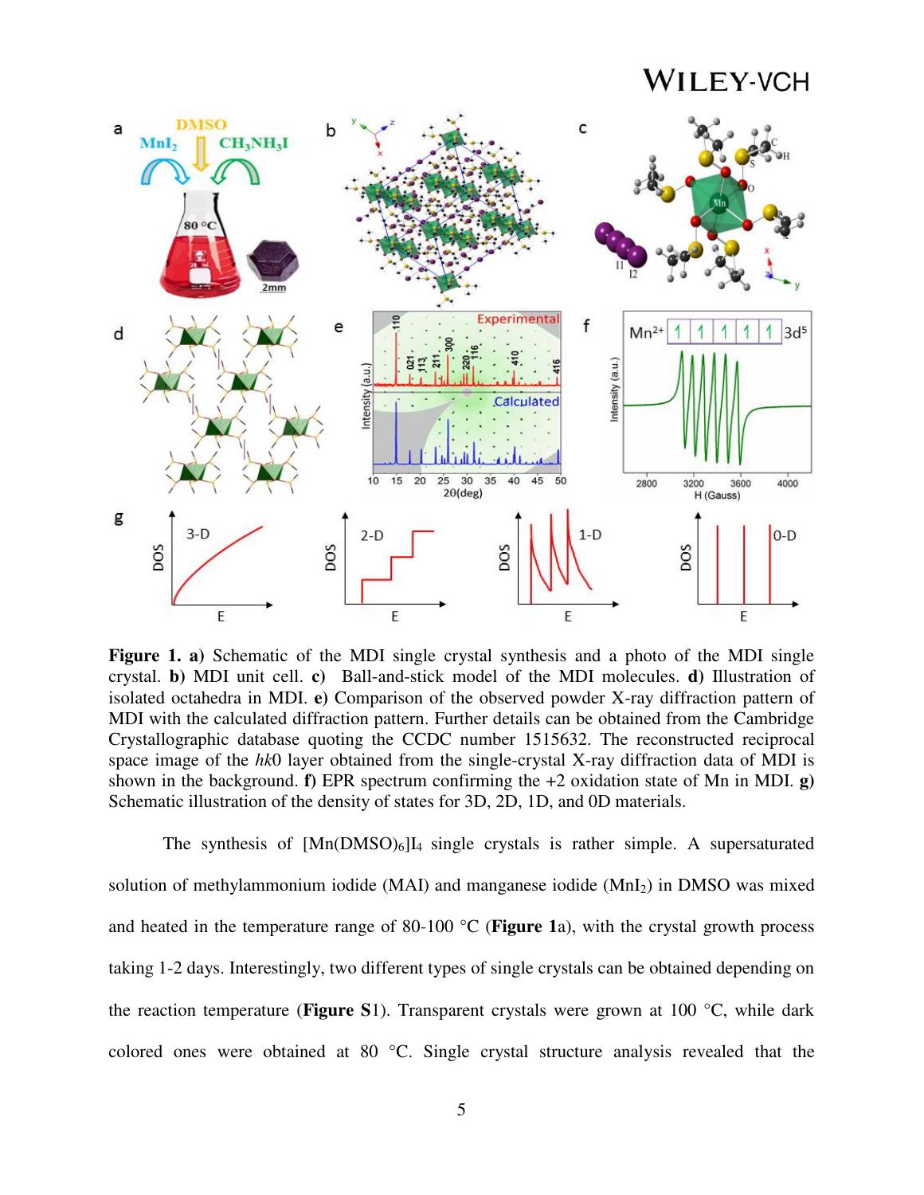**Figure 1. a)** Schematic of the MDI single crystal synthesis and a photo of the MDI single crystal. **b)** MDI unit cell. **c)** Ball-and-stick model of the MDI molecules. **d)** Illustration of isolated octahedra in MDI. **e)** Comparison of the observed powder X-ray diffraction pattern of MDI with the calculated diffraction pattern. Further details can be obtained from the Cambridge Crystallographic database quoting the CCDC number 1515632. The reconstructed reciprocal space image of the *hk*0 layer obtained from the single-crystal X-ray diffraction data of MDI is shown in the background. **f)** EPR spectrum confirming the +2 oxidation state of Mn in MDI. **g)** Schematic illustration of the density of states for 3D, 2D, 1D, and 0D materials.

The synthesis of $[Mn(DMSO)_6]I_4$ single crystals is rather simple. A supersaturated solution of methylammonium iodide (MAI) and manganese iodide ($MnI_2$) in DMSO was mixed and heated in the temperature range of 80-100 °C (**Figure 1**a), with the crystal growth process taking 1-2 days. Interestingly, two different types of single crystals can be obtained depending on the reaction temperature (**Figure S**1). Transparent crystals were grown at 100 °C, while dark colored ones were obtained at 80 °C. Single crystal structure analysis revealed that the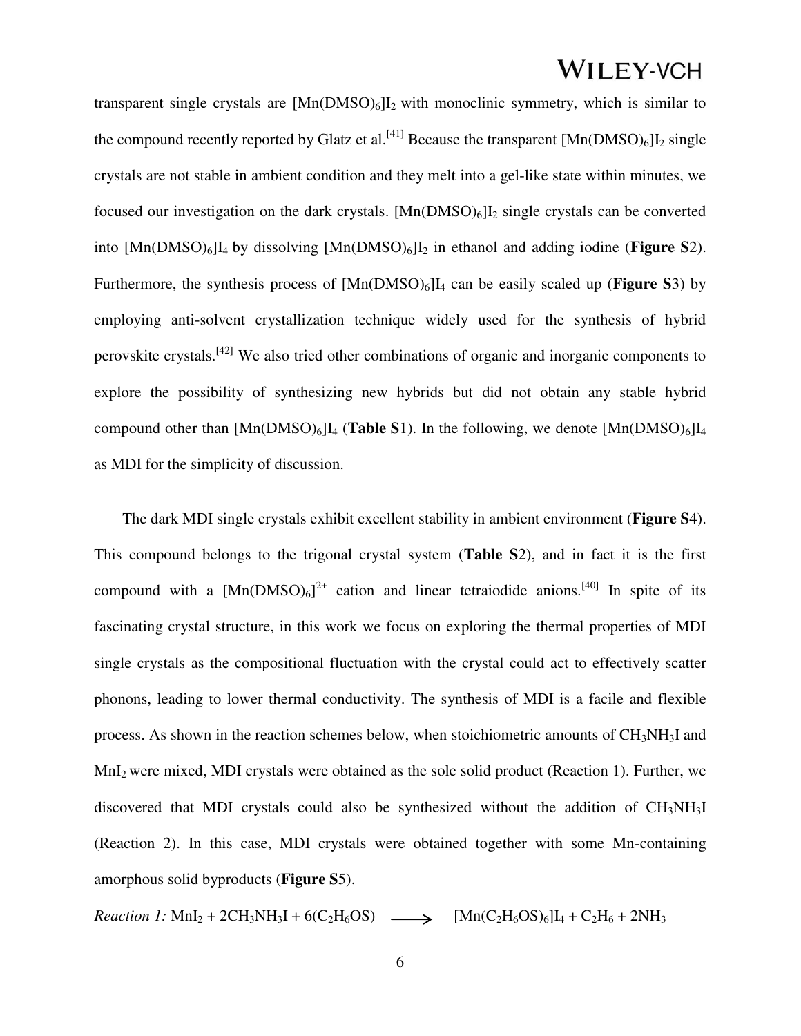transparent single crystals are $[Mn(DMSO)_6]I_2$ with monoclinic symmetry, which is similar to the compound recently reported by Glatz et al.[41] Because the transparent $[Mn(DMSO)_6]I_2$ single crystals are not stable in ambient condition and they melt into a gel-like state within minutes, we focused our investigation on the dark crystals. $[Mn(DMSO)_6]I_2$ single crystals can be converted into $[Mn(DMSO)_6]I_4$ by dissolving $[Mn(DMSO)_6]I_2$ in ethanol and adding iodine (**Figure S**2). Furthermore, the synthesis process of $[Mn(DMSO)_6]I_4$ can be easily scaled up (**Figure S**3) by employing anti-solvent crystallization technique widely used for the synthesis of hybrid perovskite crystals.[42] We also tried other combinations of organic and inorganic components to explore the possibility of synthesizing new hybrids but did not obtain any stable hybrid compound other than $[Mn(DMSO)_6]I_4$ (**Table S**1). In the following, we denote $[Mn(DMSO)_6]I_4$ as MDI for the simplicity of discussion.

The dark MDI single crystals exhibit excellent stability in ambient environment (**Figure S**4). This compound belongs to the trigonal crystal system (**Table S**2), and in fact it is the first compound with a $[Mn(DMSO)_6]^{2+}$ cation and linear tetraiodide anions.[40] In spite of its fascinating crystal structure, in this work we focus on exploring the thermal properties of MDI single crystals as the compositional fluctuation with the crystal could act to effectively scatter phonons, leading to lower thermal conductivity. The synthesis of MDI is a facile and flexible process. As shown in the reaction schemes below, when stoichiometric amounts of $CH_3NH_3I$ and $MnI_2$ were mixed, MDI crystals were obtained as the sole solid product (Reaction 1). Further, we discovered that MDI crystals could also be synthesized without the addition of $CH_3NH_3I$ (Reaction 2). In this case, MDI crystals were obtained together with some Mn-containing amorphous solid byproducts (**Figure S**5).

*Reaction 1:* $MnI_2 + 2CH_3NH_3I + 6(C_2H_6OS) \longrightarrow [Mn(C_2H_6OS)_6]I_4 + C_2H_6 + 2NH_3$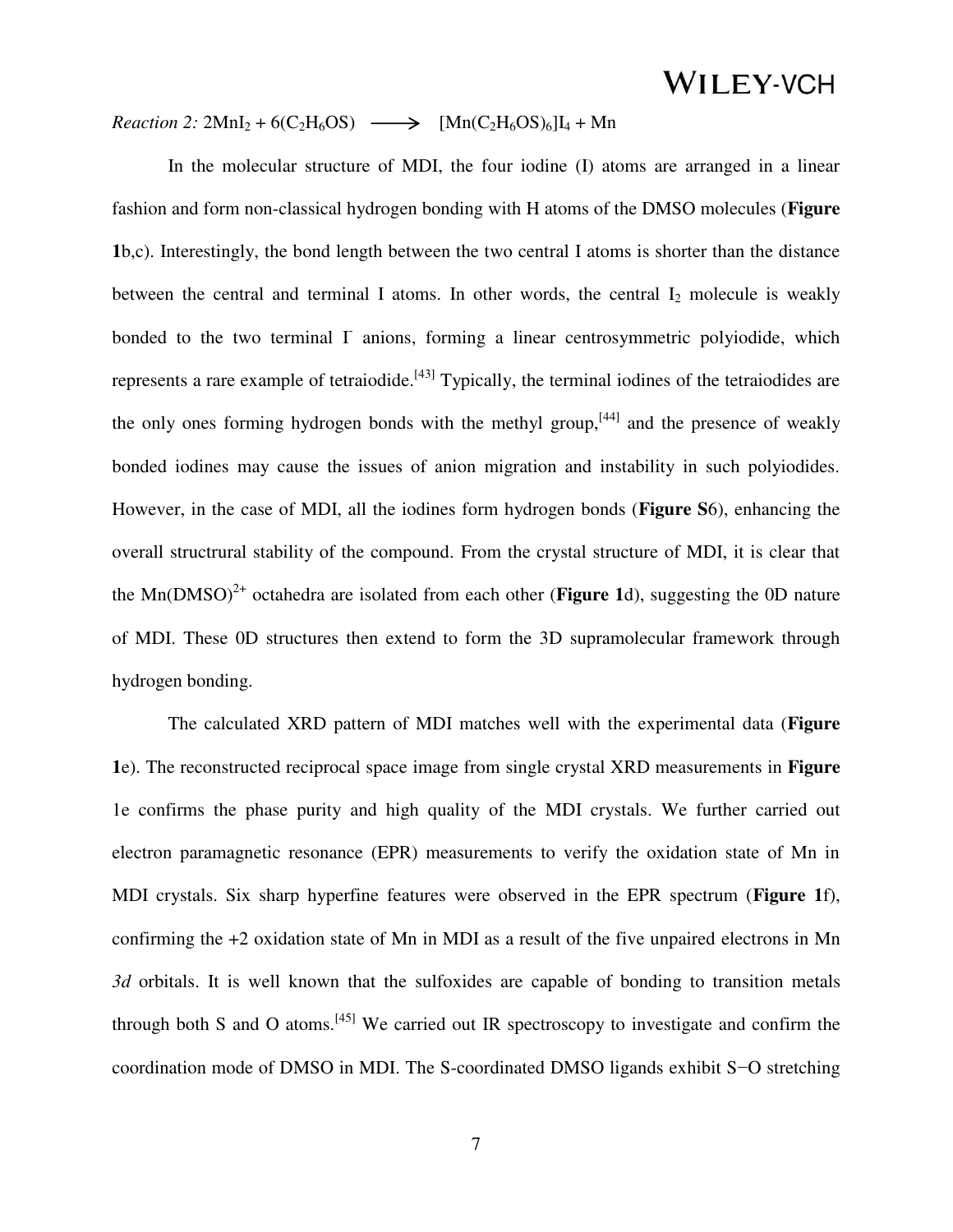*Reaction 2:* $2MnI_2 + 6(C_2H_6OS) \longrightarrow [Mn(C_2H_6OS)_6]I_4 + Mn$

In the molecular structure of MDI, the four iodine (I) atoms are arranged in a linear fashion and form non-classical hydrogen bonding with H atoms of the DMSO molecules (**Figure 1**b,c). Interestingly, the bond length between the two central I atoms is shorter than the distance between the central and terminal I atoms. In other words, the central $I_2$ molecule is weakly bonded to the two terminal $I^-$ anions, forming a linear centrosymmetric polyiodide, which represents a rare example of tetraiodide.[43] Typically, the terminal iodines of the tetraiodides are the only ones forming hydrogen bonds with the methyl group,[44] and the presence of weakly bonded iodines may cause the issues of anion migration and instability in such polyiodides. However, in the case of MDI, all the iodines form hydrogen bonds (**Figure S**6), enhancing the overall structrural stability of the compound. From the crystal structure of MDI, it is clear that the $Mn(DMSO)^{2+}$ octahedra are isolated from each other (**Figure 1**d), suggesting the 0D nature of MDI. These 0D structures then extend to form the 3D supramolecular framework through hydrogen bonding.

The calculated XRD pattern of MDI matches well with the experimental data (**Figure 1**e). The reconstructed reciprocal space image from single crystal XRD measurements in **Figure** 1e confirms the phase purity and high quality of the MDI crystals. We further carried out electron paramagnetic resonance (EPR) measurements to verify the oxidation state of Mn in MDI crystals. Six sharp hyperfine features were observed in the EPR spectrum (**Figure 1**f), confirming the +2 oxidation state of Mn in MDI as a result of the five unpaired electrons in Mn *3d* orbitals. It is well known that the sulfoxides are capable of bonding to transition metals through both S and O atoms.[45] We carried out IR spectroscopy to investigate and confirm the coordination mode of DMSO in MDI. The S-coordinated DMSO ligands exhibit S−O stretching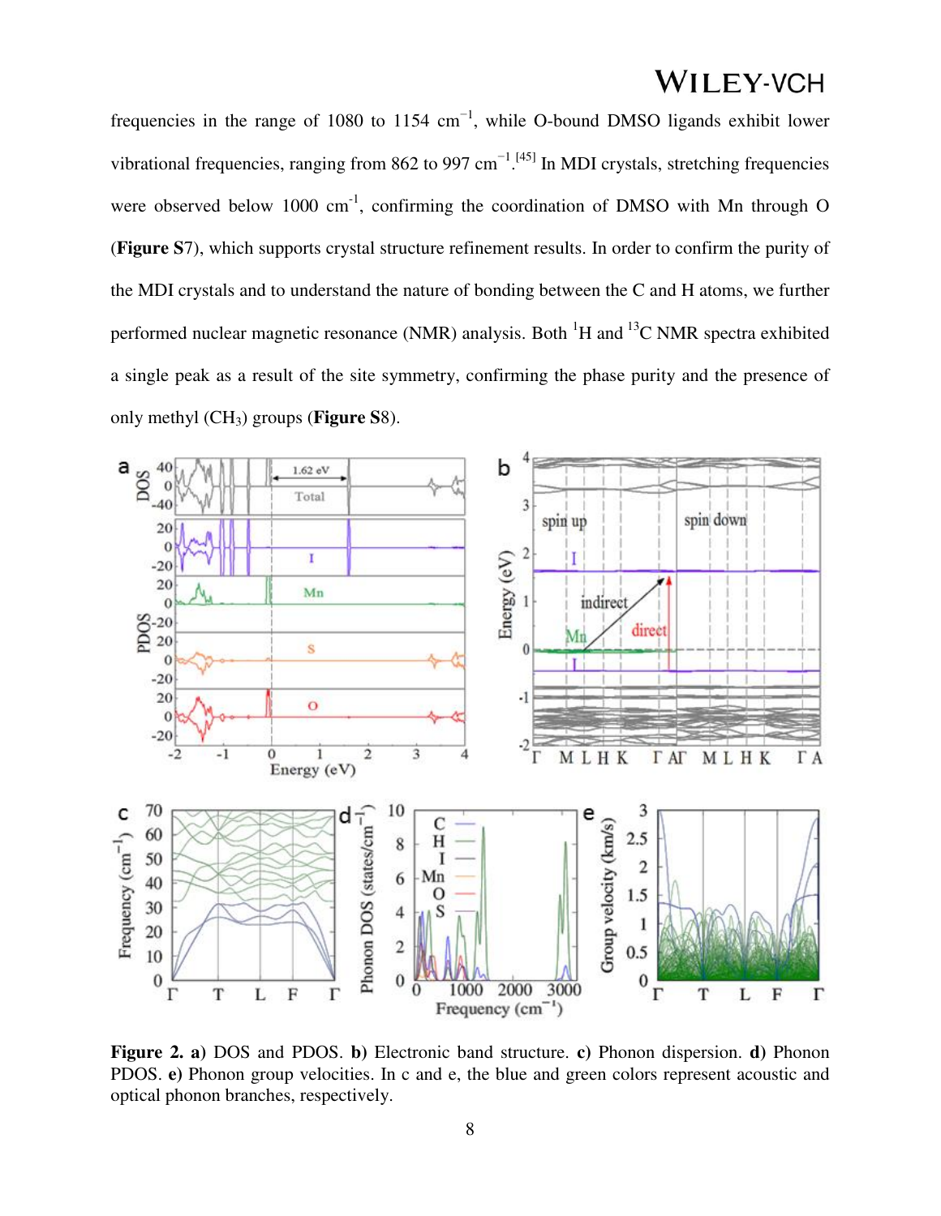frequencies in the range of 1080 to 1154 $cm^{-1}$, while O-bound DMSO ligands exhibit lower vibrational frequencies, ranging from 862 to 997 $cm^{-1}$.[45] In MDI crystals, stretching frequencies were observed below 1000 $cm^{-1}$, confirming the coordination of DMSO with Mn through O (**Figure S**7), which supports crystal structure refinement results. In order to confirm the purity of the MDI crystals and to understand the nature of bonding between the C and H atoms, we further performed nuclear magnetic resonance (NMR) analysis. Both $^{1}H$ and $^{13}C$ NMR spectra exhibited a single peak as a result of the site symmetry, confirming the phase purity and the presence of only methyl ($CH_3$) groups (**Figure S**8).

**Figure 2. a)** DOS and PDOS. **b)** Electronic band structure. **c)** Phonon dispersion. **d)** Phonon PDOS. **e)** Phonon group velocities. In c and e, the blue and green colors represent acoustic and optical phonon branches, respectively.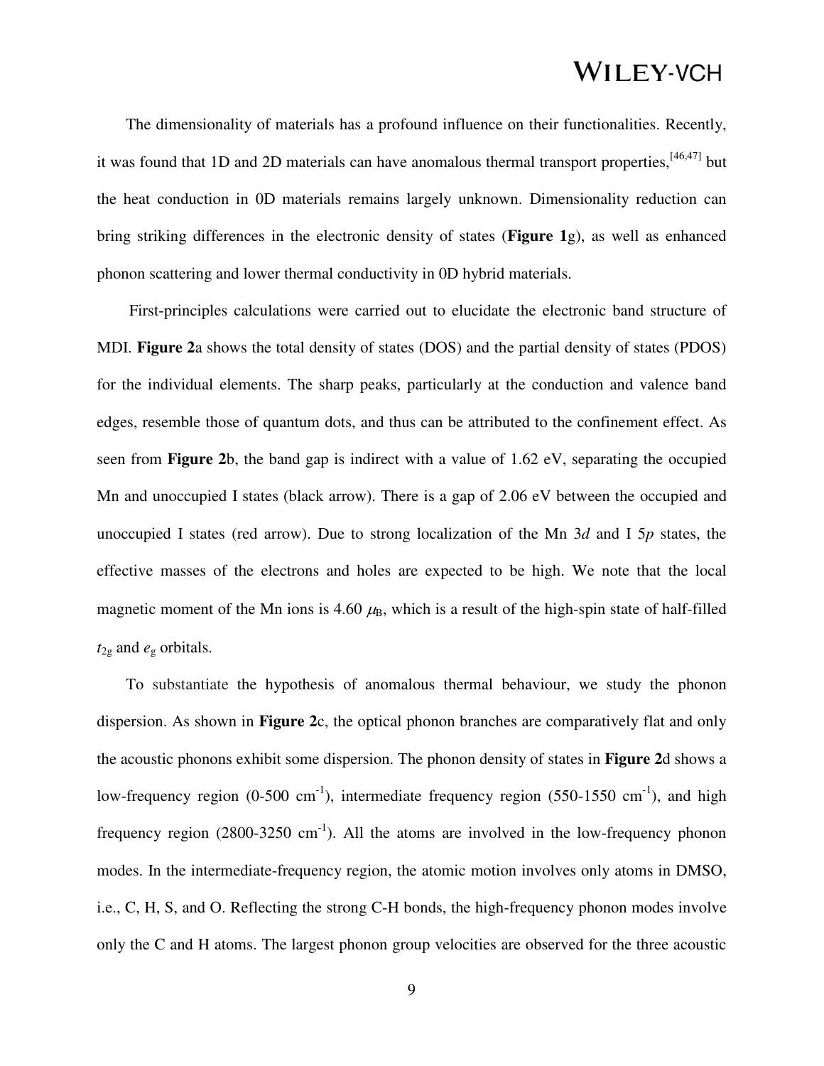The dimensionality of materials has a profound influence on their functionalities. Recently, it was found that 1D and 2D materials can have anomalous thermal transport properties,[46,47] but the heat conduction in 0D materials remains largely unknown. Dimensionality reduction can bring striking differences in the electronic density of states (**Figure 1**g), as well as enhanced phonon scattering and lower thermal conductivity in 0D hybrid materials.

First-principles calculations were carried out to elucidate the electronic band structure of MDI. **Figure 2**a shows the total density of states (DOS) and the partial density of states (PDOS) for the individual elements. The sharp peaks, particularly at the conduction and valence band edges, resemble those of quantum dots, and thus can be attributed to the confinement effect. As seen from **Figure 2**b, the band gap is indirect with a value of 1.62 eV, separating the occupied Mn and unoccupied I states (black arrow). There is a gap of 2.06 eV between the occupied and unoccupied I states (red arrow). Due to strong localization of the Mn 3$d$ and I 5$p$ states, the effective masses of the electrons and holes are expected to be high. We note that the local magnetic moment of the Mn ions is 4.60 $\mu_B$, which is a result of the high-spin state of half-filled $t_{2g}$ and $e_g$ orbitals.

To substantiate the hypothesis of anomalous thermal behaviour, we study the phonon dispersion. As shown in **Figure 2**c, the optical phonon branches are comparatively flat and only the acoustic phonons exhibit some dispersion. The phonon density of states in **Figure 2**d shows a low-frequency region (0-500 cm$^{-1}$), intermediate frequency region (550-1550 cm$^{-1}$), and high frequency region (2800-3250 cm$^{-1}$). All the atoms are involved in the low-frequency phonon modes. In the intermediate-frequency region, the atomic motion involves only atoms in DMSO, i.e., C, H, S, and O. Reflecting the strong C-H bonds, the high-frequency phonon modes involve only the C and H atoms. The largest phonon group velocities are observed for the three acoustic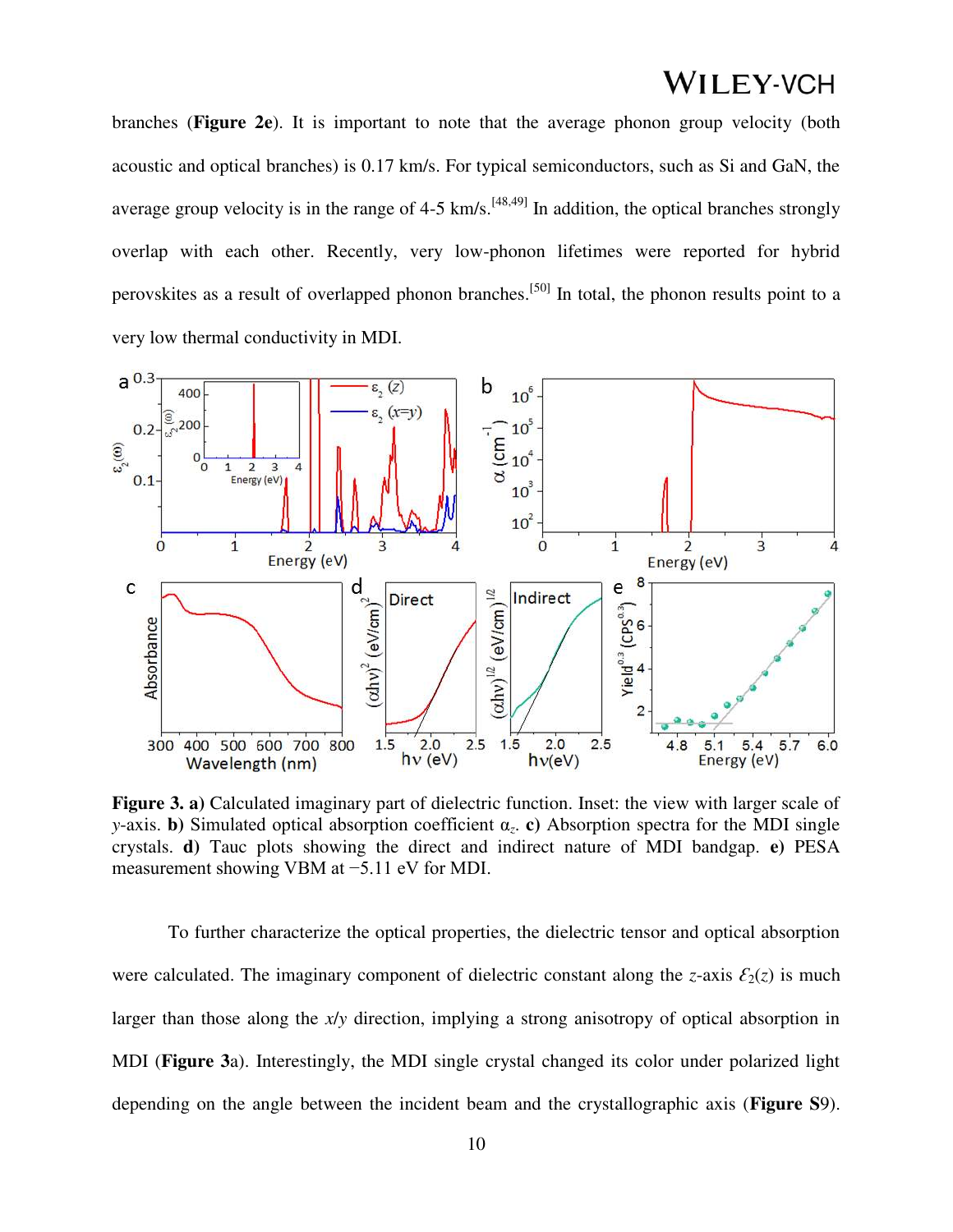branches (**Figure 2e**). It is important to note that the average phonon group velocity (both acoustic and optical branches) is 0.17 km/s. For typical semiconductors, such as Si and GaN, the average group velocity is in the range of 4-5 km/s.[48,49] In addition, the optical branches strongly overlap with each other. Recently, very low-phonon lifetimes were reported for hybrid perovskites as a result of overlapped phonon branches.[50] In total, the phonon results point to a very low thermal conductivity in MDI.

**Figure 3. a)** Calculated imaginary part of dielectric function. Inset: the view with larger scale of *y*-axis. **b)** Simulated optical absorption coefficient $\alpha_z$. **c)** Absorption spectra for the MDI single crystals. **d)** Tauc plots showing the direct and indirect nature of MDI bandgap. **e)** PESA measurement showing VBM at −5.11 eV for MDI.

To further characterize the optical properties, the dielectric tensor and optical absorption were calculated. The imaginary component of dielectric constant along the *z*-axis $\mathcal{E}_2(z)$ is much larger than those along the *x*/*y* direction, implying a strong anisotropy of optical absorption in MDI (**Figure 3**a). Interestingly, the MDI single crystal changed its color under polarized light depending on the angle between the incident beam and the crystallographic axis (**Figure S**9).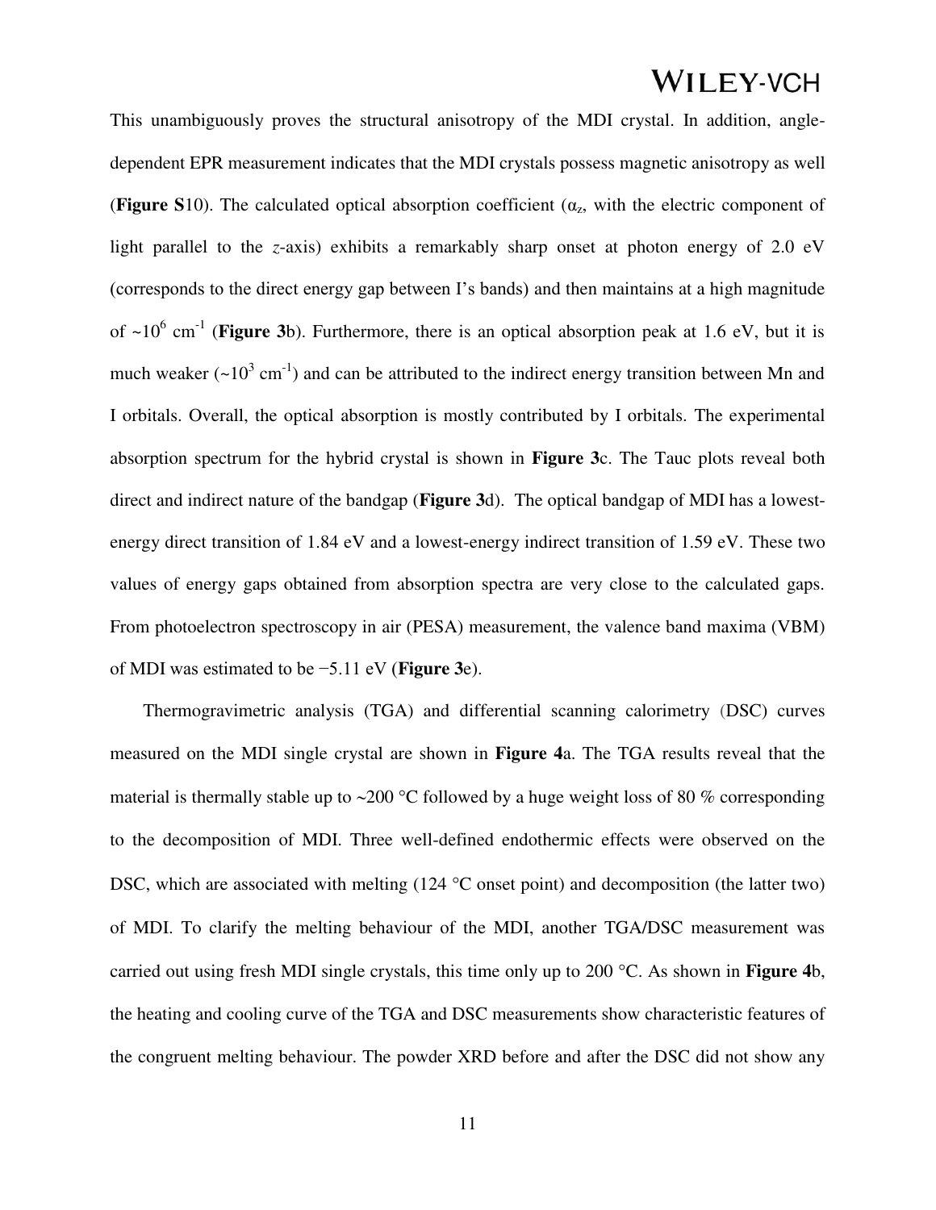This unambiguously proves the structural anisotropy of the MDI crystal. In addition, angle-dependent EPR measurement indicates that the MDI crystals possess magnetic anisotropy as well (**Figure S**10). The calculated optical absorption coefficient ($\alpha_z$, with the electric component of light parallel to the *z*-axis) exhibits a remarkably sharp onset at photon energy of 2.0 eV (corresponds to the direct energy gap between I's bands) and then maintains at a high magnitude of ~$10^6$ $cm^{-1}$ (**Figure 3**b). Furthermore, there is an optical absorption peak at 1.6 eV, but it is much weaker (~$10^3$ $cm^{-1}$) and can be attributed to the indirect energy transition between Mn and I orbitals. Overall, the optical absorption is mostly contributed by I orbitals. The experimental absorption spectrum for the hybrid crystal is shown in **Figure 3**c. The Tauc plots reveal both direct and indirect nature of the bandgap (**Figure 3**d). The optical bandgap of MDI has a lowest-energy direct transition of 1.84 eV and a lowest-energy indirect transition of 1.59 eV. These two values of energy gaps obtained from absorption spectra are very close to the calculated gaps. From photoelectron spectroscopy in air (PESA) measurement, the valence band maxima (VBM) of MDI was estimated to be −5.11 eV (**Figure 3**e).

Thermogravimetric analysis (TGA) and differential scanning calorimetry (DSC) curves measured on the MDI single crystal are shown in **Figure 4**a. The TGA results reveal that the material is thermally stable up to ~200 °C followed by a huge weight loss of 80 % corresponding to the decomposition of MDI. Three well-defined endothermic effects were observed on the DSC, which are associated with melting (124 °C onset point) and decomposition (the latter two) of MDI. To clarify the melting behaviour of the MDI, another TGA/DSC measurement was carried out using fresh MDI single crystals, this time only up to 200 °C. As shown in **Figure 4**b, the heating and cooling curve of the TGA and DSC measurements show characteristic features of the congruent melting behaviour. The powder XRD before and after the DSC did not show any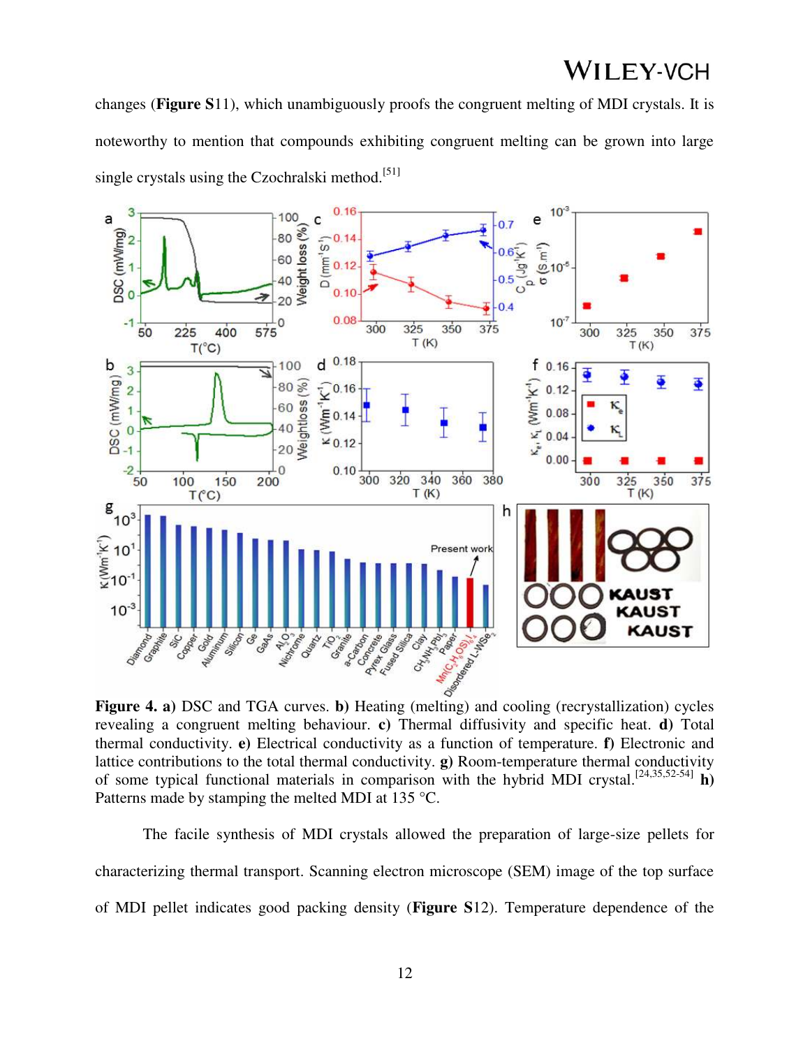changes (**Figure S**11), which unambiguously proofs the congruent melting of MDI crystals. It is noteworthy to mention that compounds exhibiting congruent melting can be grown into large single crystals using the Czochralski method.[51]

**Figure 4. a)** DSC and TGA curves. **b)** Heating (melting) and cooling (recrystallization) cycles revealing a congruent melting behaviour. **c)** Thermal diffusivity and specific heat. **d)** Total thermal conductivity. **e)** Electrical conductivity as a function of temperature. **f)** Electronic and lattice contributions to the total thermal conductivity. **g)** Room-temperature thermal conductivity of some typical functional materials in comparison with the hybrid MDI crystal.[24,35,52-54] **h)** Patterns made by stamping the melted MDI at 135 °C.

The facile synthesis of MDI crystals allowed the preparation of large-size pellets for characterizing thermal transport. Scanning electron microscope (SEM) image of the top surface of MDI pellet indicates good packing density (**Figure S**12). Temperature dependence of the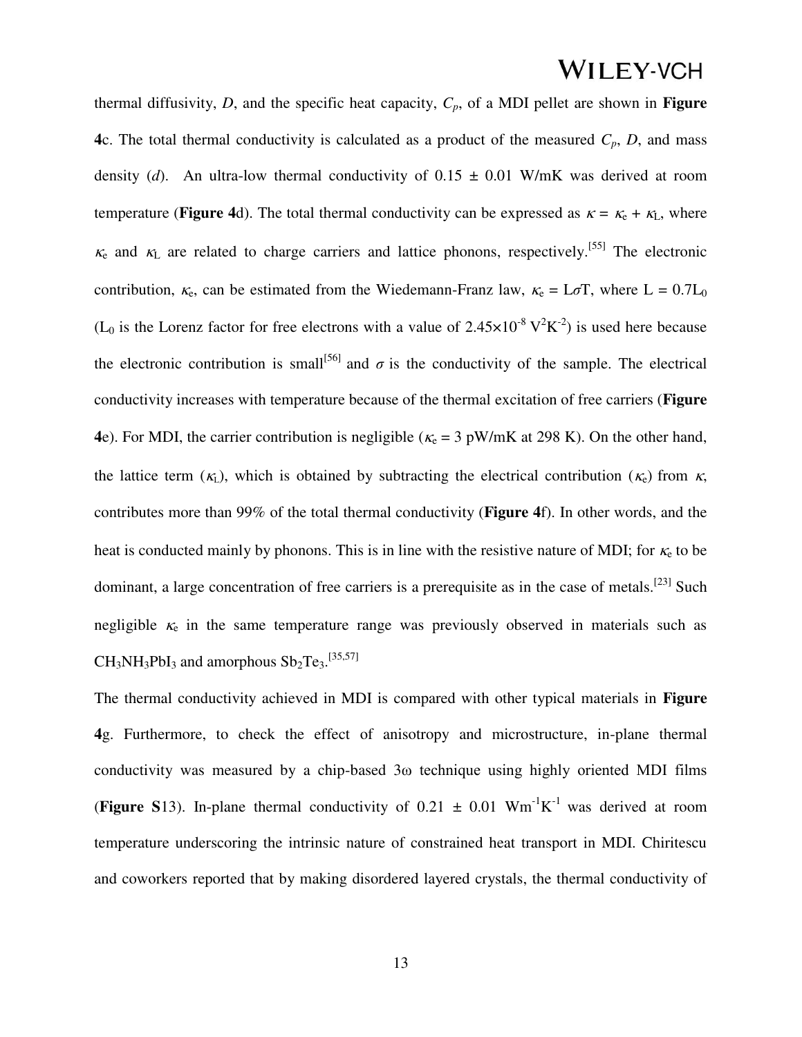thermal diffusivity, $D$, and the specific heat capacity, $C_p$, of a MDI pellet are shown in **Figure 4**c. The total thermal conductivity is calculated as a product of the measured $C_p$, $D$, and mass density ($d$). An ultra-low thermal conductivity of 0.15 ± 0.01 W/mK was derived at room temperature (**Figure 4**d). The total thermal conductivity can be expressed as $\kappa = \kappa_e + \kappa_L$, where $\kappa_e$ and $\kappa_L$ are related to charge carriers and lattice phonons, respectively.[55] The electronic contribution, $\kappa_e$, can be estimated from the Wiedemann-Franz law, $\kappa_e = L\sigma T$, where $L = 0.7L_0$ ($L_0$ is the Lorenz factor for free electrons with a value of $2.45\times10^{-8}$ $V^2K^{-2}$) is used here because the electronic contribution is small[56] and $\sigma$ is the conductivity of the sample. The electrical conductivity increases with temperature because of the thermal excitation of free carriers (**Figure 4**e). For MDI, the carrier contribution is negligible ($\kappa_e$ = 3 pW/mK at 298 K). On the other hand, the lattice term ($\kappa_L$), which is obtained by subtracting the electrical contribution ($\kappa_e$) from $\kappa$, contributes more than 99% of the total thermal conductivity (**Figure 4**f). In other words, and the heat is conducted mainly by phonons. This is in line with the resistive nature of MDI; for $\kappa_e$ to be dominant, a large concentration of free carriers is a prerequisite as in the case of metals.[23] Such negligible $\kappa_e$ in the same temperature range was previously observed in materials such as $CH_3NH_3PbI_3$ and amorphous $Sb_2Te_3$.[35,57]

The thermal conductivity achieved in MDI is compared with other typical materials in **Figure 4**g. Furthermore, to check the effect of anisotropy and microstructure, in-plane thermal conductivity was measured by a chip-based 3ω technique using highly oriented MDI films (**Figure S**13). In-plane thermal conductivity of 0.21 ± 0.01 $Wm^{-1}K^{-1}$ was derived at room temperature underscoring the intrinsic nature of constrained heat transport in MDI. Chiritescu and coworkers reported that by making disordered layered crystals, the thermal conductivity of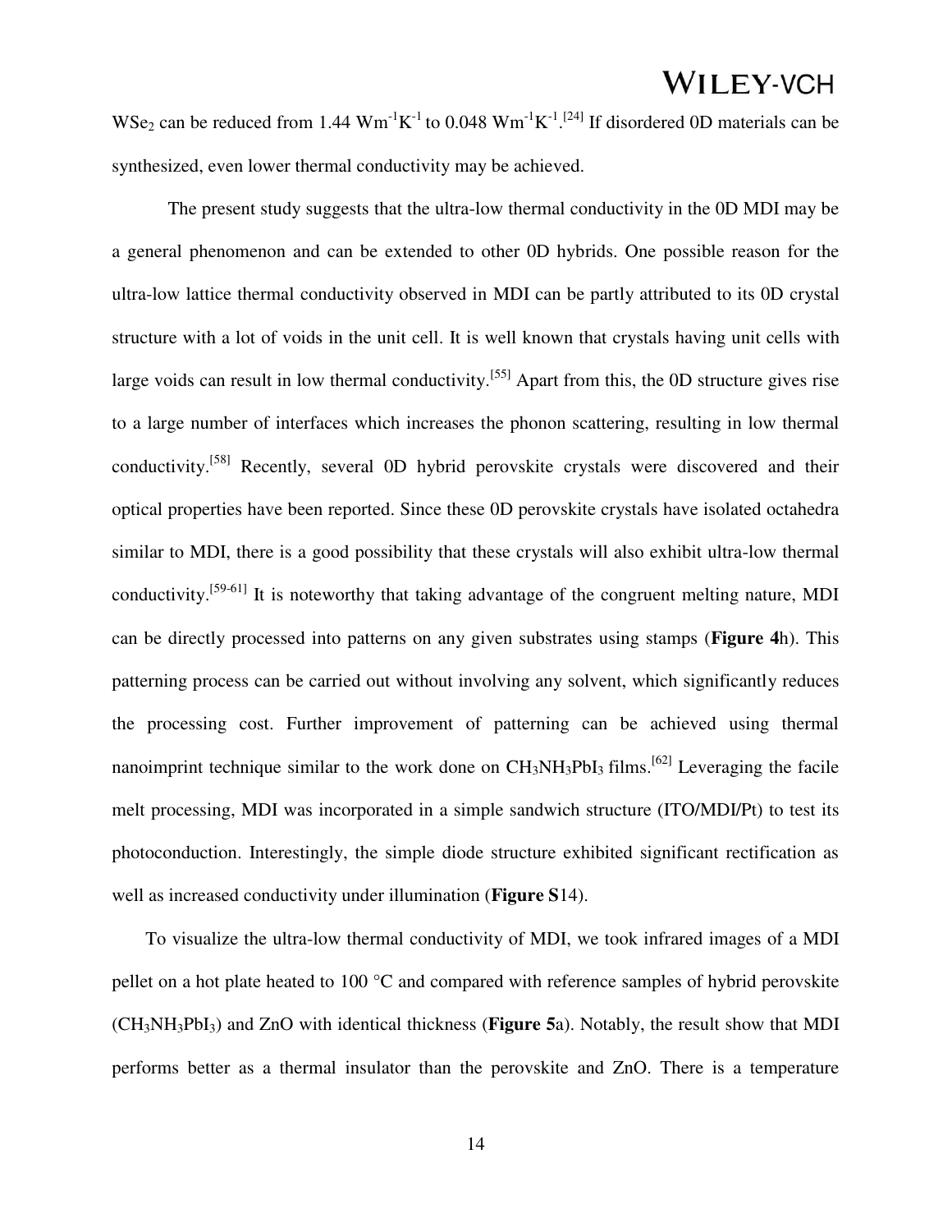$WSe_2$ can be reduced from 1.44 $Wm^{-1}K^{-1}$ to 0.048 $Wm^{-1}K^{-1}$.[24] If disordered 0D materials can be synthesized, even lower thermal conductivity may be achieved.

The present study suggests that the ultra-low thermal conductivity in the 0D MDI may be a general phenomenon and can be extended to other 0D hybrids. One possible reason for the ultra-low lattice thermal conductivity observed in MDI can be partly attributed to its 0D crystal structure with a lot of voids in the unit cell. It is well known that crystals having unit cells with large voids can result in low thermal conductivity.[55] Apart from this, the 0D structure gives rise to a large number of interfaces which increases the phonon scattering, resulting in low thermal conductivity.[58] Recently, several 0D hybrid perovskite crystals were discovered and their optical properties have been reported. Since these 0D perovskite crystals have isolated octahedra similar to MDI, there is a good possibility that these crystals will also exhibit ultra-low thermal conductivity.[59-61] It is noteworthy that taking advantage of the congruent melting nature, MDI can be directly processed into patterns on any given substrates using stamps (**Figure 4**h). This patterning process can be carried out without involving any solvent, which significantly reduces the processing cost. Further improvement of patterning can be achieved using thermal nanoimprint technique similar to the work done on $CH_3NH_3PbI_3$ films.[62] Leveraging the facile melt processing, MDI was incorporated in a simple sandwich structure (ITO/MDI/Pt) to test its photoconduction. Interestingly, the simple diode structure exhibited significant rectification as well as increased conductivity under illumination (**Figure S**14).

To visualize the ultra-low thermal conductivity of MDI, we took infrared images of a MDI pellet on a hot plate heated to 100 °C and compared with reference samples of hybrid perovskite ($CH_3NH_3PbI_3$) and ZnO with identical thickness (**Figure 5**a). Notably, the result show that MDI performs better as a thermal insulator than the perovskite and ZnO. There is a temperature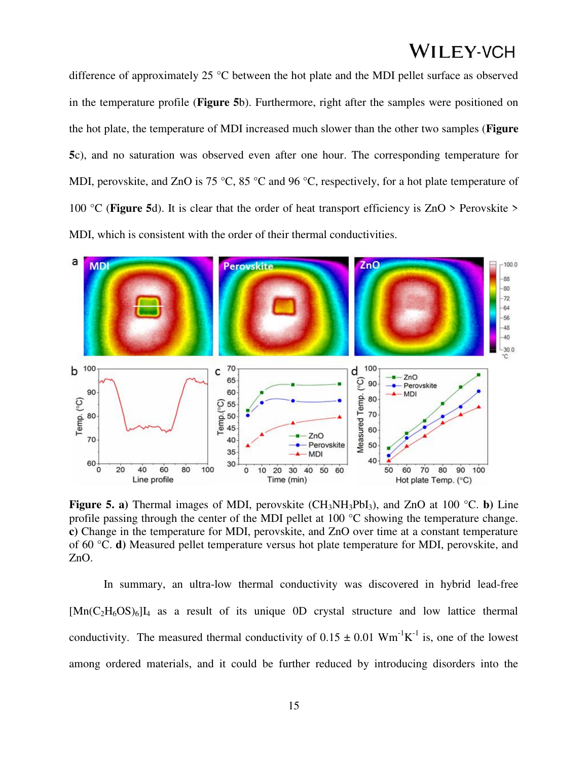difference of approximately 25 °C between the hot plate and the MDI pellet surface as observed in the temperature profile (**Figure 5**b). Furthermore, right after the samples were positioned on the hot plate, the temperature of MDI increased much slower than the other two samples (**Figure 5**c), and no saturation was observed even after one hour. The corresponding temperature for MDI, perovskite, and ZnO is 75 °C, 85 °C and 96 °C, respectively, for a hot plate temperature of 100 °C (**Figure 5**d). It is clear that the order of heat transport efficiency is ZnO > Perovskite > MDI, which is consistent with the order of their thermal conductivities.

**Figure 5. a)** Thermal images of MDI, perovskite ($CH_3NH_3PbI_3$), and ZnO at 100 °C. **b)** Line profile passing through the center of the MDI pellet at 100 °C showing the temperature change. **c)** Change in the temperature for MDI, perovskite, and ZnO over time at a constant temperature of 60 °C. **d)** Measured pellet temperature versus hot plate temperature for MDI, perovskite, and ZnO.

In summary, an ultra-low thermal conductivity was discovered in hybrid lead-free $[Mn(C_2H_6OS)_6]I_4$ as a result of its unique 0D crystal structure and low lattice thermal conductivity. The measured thermal conductivity of $0.15 \pm 0.01$ $Wm^{-1}K^{-1}$ is, one of the lowest among ordered materials, and it could be further reduced by introducing disorders into the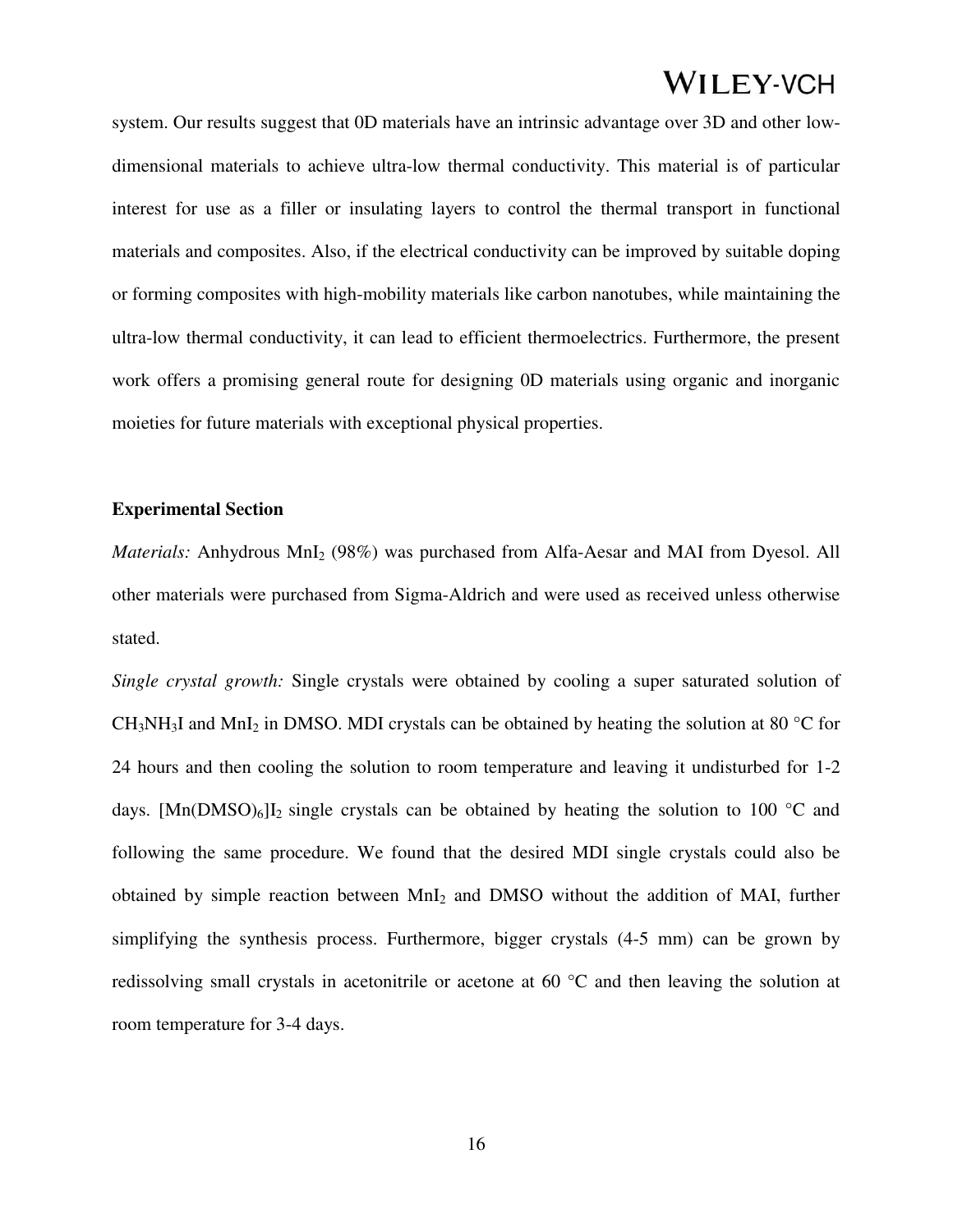system. Our results suggest that 0D materials have an intrinsic advantage over 3D and other low-dimensional materials to achieve ultra-low thermal conductivity. This material is of particular interest for use as a filler or insulating layers to control the thermal transport in functional materials and composites. Also, if the electrical conductivity can be improved by suitable doping or forming composites with high-mobility materials like carbon nanotubes, while maintaining the ultra-low thermal conductivity, it can lead to efficient thermoelectrics. Furthermore, the present work offers a promising general route for designing 0D materials using organic and inorganic moieties for future materials with exceptional physical properties.

**Experimental Section**

*Materials:* Anhydrous $MnI_2$ (98%) was purchased from Alfa-Aesar and MAI from Dyesol. All other materials were purchased from Sigma-Aldrich and were used as received unless otherwise stated.

*Single crystal growth:* Single crystals were obtained by cooling a super saturated solution of $CH_3NH_3I$ and $MnI_2$ in DMSO. MDI crystals can be obtained by heating the solution at 80 °C for 24 hours and then cooling the solution to room temperature and leaving it undisturbed for 1-2 days. $[Mn(DMSO)_6]I_2$ single crystals can be obtained by heating the solution to 100 °C and following the same procedure. We found that the desired MDI single crystals could also be obtained by simple reaction between $MnI_2$ and DMSO without the addition of MAI, further simplifying the synthesis process. Furthermore, bigger crystals (4-5 mm) can be grown by redissolving small crystals in acetonitrile or acetone at 60 °C and then leaving the solution at room temperature for 3-4 days.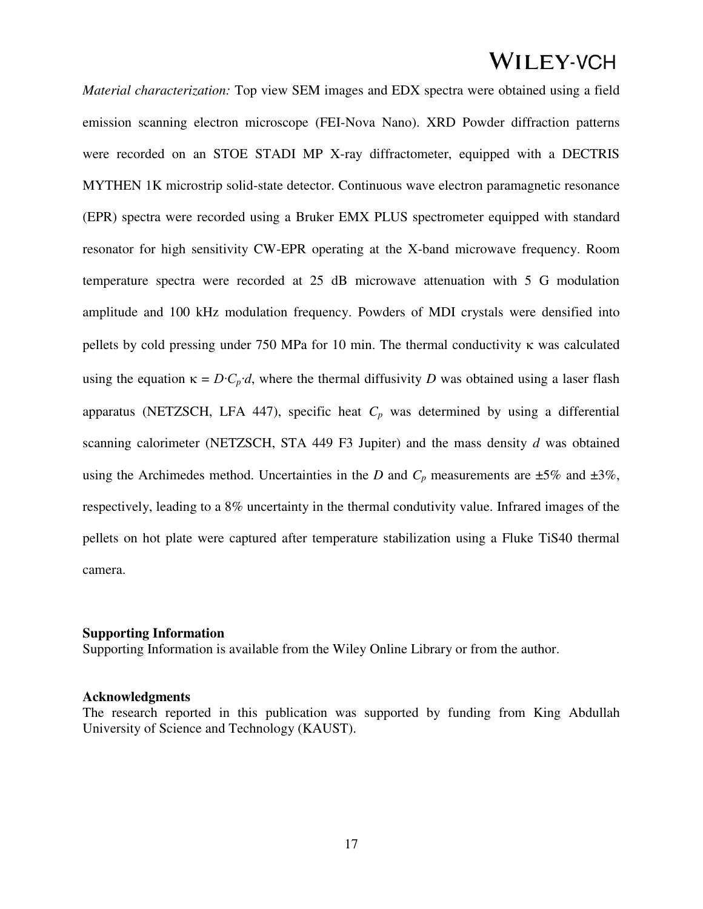*Material characterization:* Top view SEM images and EDX spectra were obtained using a field emission scanning electron microscope (FEI-Nova Nano). XRD Powder diffraction patterns were recorded on an STOE STADI MP X-ray diffractometer, equipped with a DECTRIS MYTHEN 1K microstrip solid-state detector. Continuous wave electron paramagnetic resonance (EPR) spectra were recorded using a Bruker EMX PLUS spectrometer equipped with standard resonator for high sensitivity CW-EPR operating at the X-band microwave frequency. Room temperature spectra were recorded at 25 dB microwave attenuation with 5 G modulation amplitude and 100 kHz modulation frequency. Powders of MDI crystals were densified into pellets by cold pressing under 750 MPa for 10 min. The thermal conductivity $\kappa$ was calculated using the equation $\kappa = D \cdot C_p \cdot d$, where the thermal diffusivity $D$ was obtained using a laser flash apparatus (NETZSCH, LFA 447), specific heat $C_p$ was determined by using a differential scanning calorimeter (NETZSCH, STA 449 F3 Jupiter) and the mass density $d$ was obtained using the Archimedes method. Uncertainties in the $D$ and $C_p$ measurements are ±5% and ±3%, respectively, leading to a 8% uncertainty in the thermal condutivity value. Infrared images of the pellets on hot plate were captured after temperature stabilization using a Fluke TiS40 thermal camera.

**Supporting Information**

Supporting Information is available from the Wiley Online Library or from the author.

**Acknowledgments**

The research reported in this publication was supported by funding from King Abdullah University of Science and Technology (KAUST).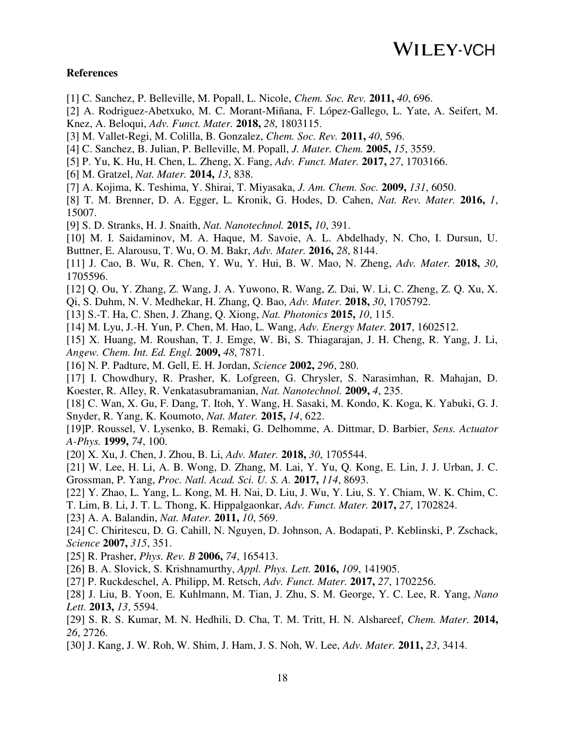**References**

[1] C. Sanchez, P. Belleville, M. Popall, L. Nicole, *Chem. Soc. Rev.* **2011,** *40*, 696.

[2] A. Rodriguez-Abetxuko, M. C. Morant-Miñana, F. López-Gallego, L. Yate, A. Seifert, M. Knez, A. Beloqui, *Adv. Funct. Mater.* **2018,** *28*, 1803115.

[3] M. Vallet-Regi, M. Colilla, B. Gonzalez, *Chem. Soc. Rev.* **2011,** *40*, 596.

[4] C. Sanchez, B. Julian, P. Belleville, M. Popall, *J. Mater. Chem.* **2005,** *15*, 3559.

[5] P. Yu, K. Hu, H. Chen, L. Zheng, X. Fang, *Adv. Funct. Mater.* **2017,** *27*, 1703166.

[6] M. Gratzel, *Nat. Mater.* **2014,** *13*, 838.

[7] A. Kojima, K. Teshima, Y. Shirai, T. Miyasaka, *J. Am. Chem. Soc.* **2009,** *131*, 6050.

[8] T. M. Brenner, D. A. Egger, L. Kronik, G. Hodes, D. Cahen, *Nat. Rev. Mater.* **2016,** *1*, 15007.

[9] S. D. Stranks, H. J. Snaith, *Nat. Nanotechnol.* **2015,** *10*, 391.

[10] M. I. Saidaminov, M. A. Haque, M. Savoie, A. L. Abdelhady, N. Cho, I. Dursun, U. Buttner, E. Alarousu, T. Wu, O. M. Bakr, *Adv. Mater.* **2016,** *28*, 8144.

[11] J. Cao, B. Wu, R. Chen, Y. Wu, Y. Hui, B. W. Mao, N. Zheng, *Adv. Mater.* **2018,** *30*, 1705596.

[12] Q. Ou, Y. Zhang, Z. Wang, J. A. Yuwono, R. Wang, Z. Dai, W. Li, C. Zheng, Z. Q. Xu, X. Qi, S. Duhm, N. V. Medhekar, H. Zhang, Q. Bao, *Adv. Mater.* **2018,** *30*, 1705792.

[13] S.-T. Ha, C. Shen, J. Zhang, Q. Xiong, *Nat. Photonics* **2015,** *10*, 115.

[14] M. Lyu, J.-H. Yun, P. Chen, M. Hao, L. Wang, *Adv. Energy Mater.* **2017**, 1602512.

[15] X. Huang, M. Roushan, T. J. Emge, W. Bi, S. Thiagarajan, J. H. Cheng, R. Yang, J. Li, *Angew. Chem. Int. Ed. Engl.* **2009,** *48*, 7871.

[16] N. P. Padture, M. Gell, E. H. Jordan, *Science* **2002,** *296*, 280.

[17] I. Chowdhury, R. Prasher, K. Lofgreen, G. Chrysler, S. Narasimhan, R. Mahajan, D. Koester, R. Alley, R. Venkatasubramanian, *Nat. Nanotechnol.* **2009,** *4*, 235.

[18] C. Wan, X. Gu, F. Dang, T. Itoh, Y. Wang, H. Sasaki, M. Kondo, K. Koga, K. Yabuki, G. J. Snyder, R. Yang, K. Koumoto, *Nat. Mater.* **2015,** *14*, 622.

[19]P. Roussel, V. Lysenko, B. Remaki, G. Delhomme, A. Dittmar, D. Barbier, *Sens. Actuator A-Phys.* **1999,** *74*, 100.

[20] X. Xu, J. Chen, J. Zhou, B. Li, *Adv. Mater.* **2018,** *30*, 1705544.

[21] W. Lee, H. Li, A. B. Wong, D. Zhang, M. Lai, Y. Yu, Q. Kong, E. Lin, J. J. Urban, J. C. Grossman, P. Yang, *Proc. Natl. Acad. Sci. U. S. A.* **2017,** *114*, 8693.

[22] Y. Zhao, L. Yang, L. Kong, M. H. Nai, D. Liu, J. Wu, Y. Liu, S. Y. Chiam, W. K. Chim, C. T. Lim, B. Li, J. T. L. Thong, K. Hippalgaonkar, *Adv. Funct. Mater.* **2017,** *27*, 1702824.

[23] A. A. Balandin, *Nat. Mater.* **2011,** *10*, 569.

[24] C. Chiritescu, D. G. Cahill, N. Nguyen, D. Johnson, A. Bodapati, P. Keblinski, P. Zschack, *Science* **2007,** *315*, 351.

[25] R. Prasher, *Phys. Rev. B* **2006,** *74*, 165413.

[26] B. A. Slovick, S. Krishnamurthy, *Appl. Phys. Lett.* **2016,** *109*, 141905.

[27] P. Ruckdeschel, A. Philipp, M. Retsch, *Adv. Funct. Mater.* **2017,** *27*, 1702256.

[28] J. Liu, B. Yoon, E. Kuhlmann, M. Tian, J. Zhu, S. M. George, Y. C. Lee, R. Yang, *Nano Lett.* **2013,** *13*, 5594.

[29] S. R. S. Kumar, M. N. Hedhili, D. Cha, T. M. Tritt, H. N. Alshareef, *Chem. Mater.* **2014,** *26*, 2726.

[30] J. Kang, J. W. Roh, W. Shim, J. Ham, J. S. Noh, W. Lee, *Adv. Mater.* **2011,** *23*, 3414.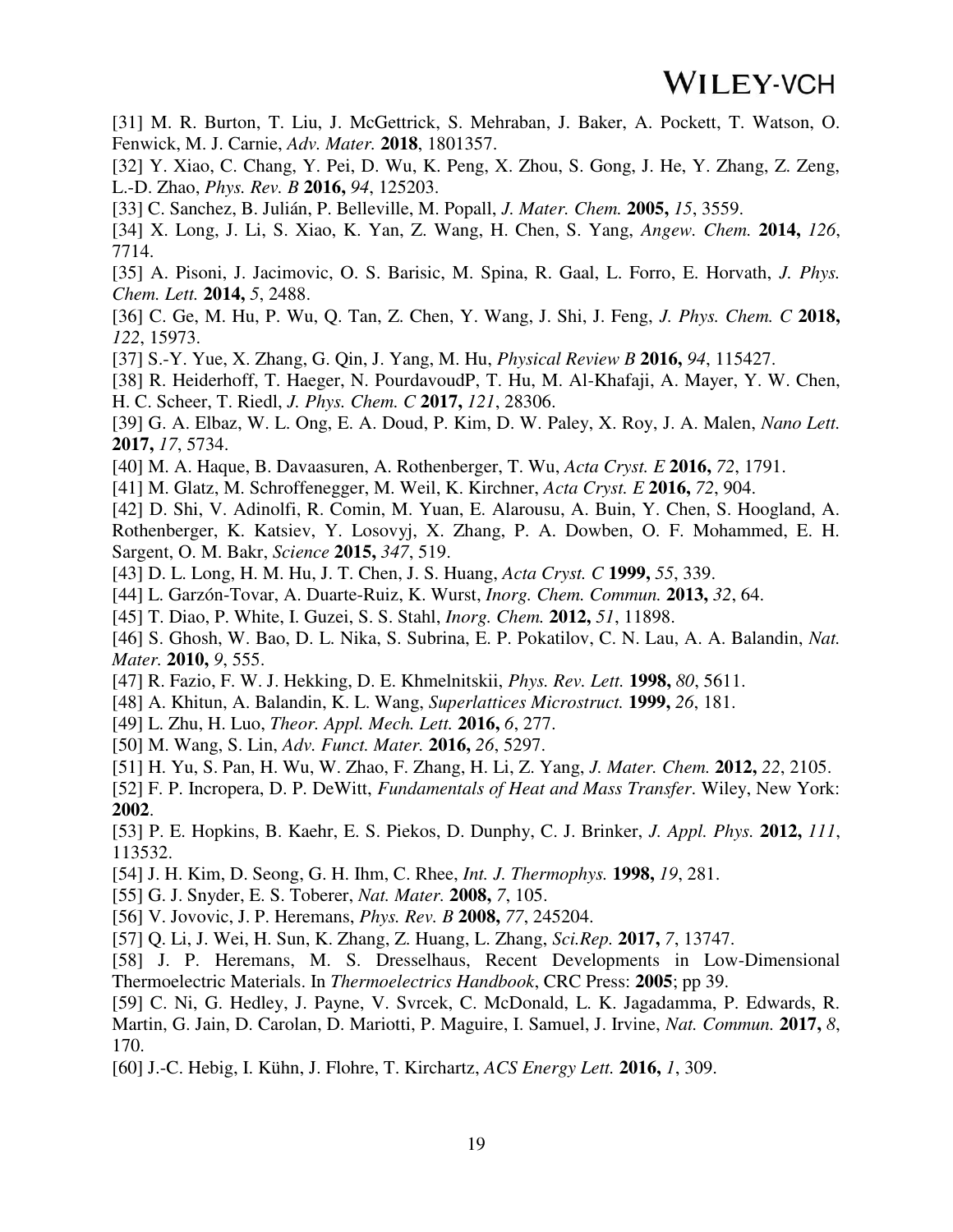[31] M. R. Burton, T. Liu, J. McGettrick, S. Mehraban, J. Baker, A. Pockett, T. Watson, O. Fenwick, M. J. Carnie, *Adv. Mater.* **2018**, 1801357.

[32] Y. Xiao, C. Chang, Y. Pei, D. Wu, K. Peng, X. Zhou, S. Gong, J. He, Y. Zhang, Z. Zeng, L.-D. Zhao, *Phys. Rev. B* **2016,** *94*, 125203.

[33] C. Sanchez, B. Julián, P. Belleville, M. Popall, *J. Mater. Chem.* **2005,** *15*, 3559.

[34] X. Long, J. Li, S. Xiao, K. Yan, Z. Wang, H. Chen, S. Yang, *Angew. Chem.* **2014,** *126*, 7714.

[35] A. Pisoni, J. Jacimovic, O. S. Barisic, M. Spina, R. Gaal, L. Forro, E. Horvath, *J. Phys. Chem. Lett.* **2014,** *5*, 2488.

[36] C. Ge, M. Hu, P. Wu, Q. Tan, Z. Chen, Y. Wang, J. Shi, J. Feng, *J. Phys. Chem. C* **2018,** *122*, 15973.

[37] S.-Y. Yue, X. Zhang, G. Qin, J. Yang, M. Hu, *Physical Review B* **2016,** *94*, 115427.

[38] R. Heiderhoff, T. Haeger, N. PourdavoudP, T. Hu, M. Al-Khafaji, A. Mayer, Y. W. Chen, H. C. Scheer, T. Riedl, *J. Phys. Chem. C* **2017,** *121*, 28306.

[39] G. A. Elbaz, W. L. Ong, E. A. Doud, P. Kim, D. W. Paley, X. Roy, J. A. Malen, *Nano Lett.* **2017,** *17*, 5734.

[40] M. A. Haque, B. Davaasuren, A. Rothenberger, T. Wu, *Acta Cryst. E* **2016,** *72*, 1791.

[41] M. Glatz, M. Schroffenegger, M. Weil, K. Kirchner, *Acta Cryst. E* **2016,** *72*, 904.

[42] D. Shi, V. Adinolfi, R. Comin, M. Yuan, E. Alarousu, A. Buin, Y. Chen, S. Hoogland, A. Rothenberger, K. Katsiev, Y. Losovyj, X. Zhang, P. A. Dowben, O. F. Mohammed, E. H. Sargent, O. M. Bakr, *Science* **2015,** *347*, 519.

[43] D. L. Long, H. M. Hu, J. T. Chen, J. S. Huang, *Acta Cryst. C* **1999,** *55*, 339.

[44] L. Garzón-Tovar, A. Duarte-Ruiz, K. Wurst, *Inorg. Chem. Commun.* **2013,** *32*, 64.

[45] T. Diao, P. White, I. Guzei, S. S. Stahl, *Inorg. Chem.* **2012,** *51*, 11898.

[46] S. Ghosh, W. Bao, D. L. Nika, S. Subrina, E. P. Pokatilov, C. N. Lau, A. A. Balandin, *Nat. Mater.* **2010,** *9*, 555.

[47] R. Fazio, F. W. J. Hekking, D. E. Khmelnitskii, *Phys. Rev. Lett.* **1998,** *80*, 5611.

[48] A. Khitun, A. Balandin, K. L. Wang, *Superlattices Microstruct.* **1999,** *26*, 181.

[49] L. Zhu, H. Luo, *Theor. Appl. Mech. Lett.* **2016,** *6*, 277.

[50] M. Wang, S. Lin, *Adv. Funct. Mater.* **2016,** *26*, 5297.

[51] H. Yu, S. Pan, H. Wu, W. Zhao, F. Zhang, H. Li, Z. Yang, *J. Mater. Chem.* **2012,** *22*, 2105.

[52] F. P. Incropera, D. P. DeWitt, *Fundamentals of Heat and Mass Transfer*. Wiley, New York: **2002**.

[53] P. E. Hopkins, B. Kaehr, E. S. Piekos, D. Dunphy, C. J. Brinker, *J. Appl. Phys.* **2012,** *111*, 113532.

[54] J. H. Kim, D. Seong, G. H. Ihm, C. Rhee, *Int. J. Thermophys.* **1998,** *19*, 281.

[55] G. J. Snyder, E. S. Toberer, *Nat. Mater.* **2008,** *7*, 105.

[56] V. Jovovic, J. P. Heremans, *Phys. Rev. B* **2008,** *77*, 245204.

[57] Q. Li, J. Wei, H. Sun, K. Zhang, Z. Huang, L. Zhang, *Sci.Rep.* **2017,** *7*, 13747.

[58] J. P. Heremans, M. S. Dresselhaus, Recent Developments in Low-Dimensional Thermoelectric Materials. In *Thermoelectrics Handbook*, CRC Press: **2005**; pp 39.

[59] C. Ni, G. Hedley, J. Payne, V. Svrcek, C. McDonald, L. K. Jagadamma, P. Edwards, R. Martin, G. Jain, D. Carolan, D. Mariotti, P. Maguire, I. Samuel, J. Irvine, *Nat. Commun.* **2017,** *8*, 170.

[60] J.-C. Hebig, I. Kühn, J. Flohre, T. Kirchartz, *ACS Energy Lett.* **2016,** *1*, 309.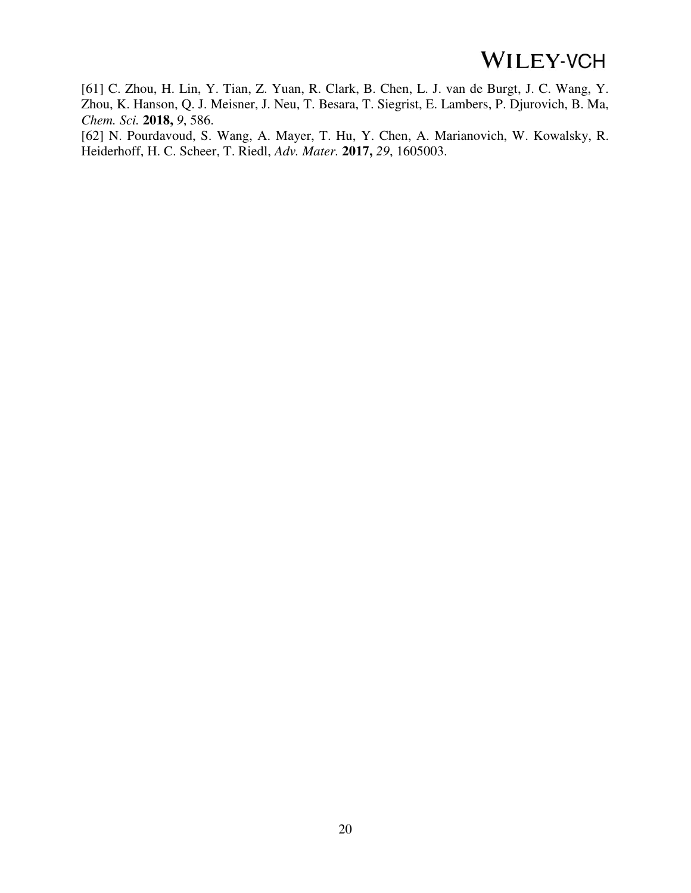[61] C. Zhou, H. Lin, Y. Tian, Z. Yuan, R. Clark, B. Chen, L. J. van de Burgt, J. C. Wang, Y. Zhou, K. Hanson, Q. J. Meisner, J. Neu, T. Besara, T. Siegrist, E. Lambers, P. Djurovich, B. Ma, *Chem. Sci.* **2018,** *9*, 586.

[62] N. Pourdavoud, S. Wang, A. Mayer, T. Hu, Y. Chen, A. Marianovich, W. Kowalsky, R. Heiderhoff, H. C. Scheer, T. Riedl, *Adv. Mater.* **2017,** *29*, 1605003.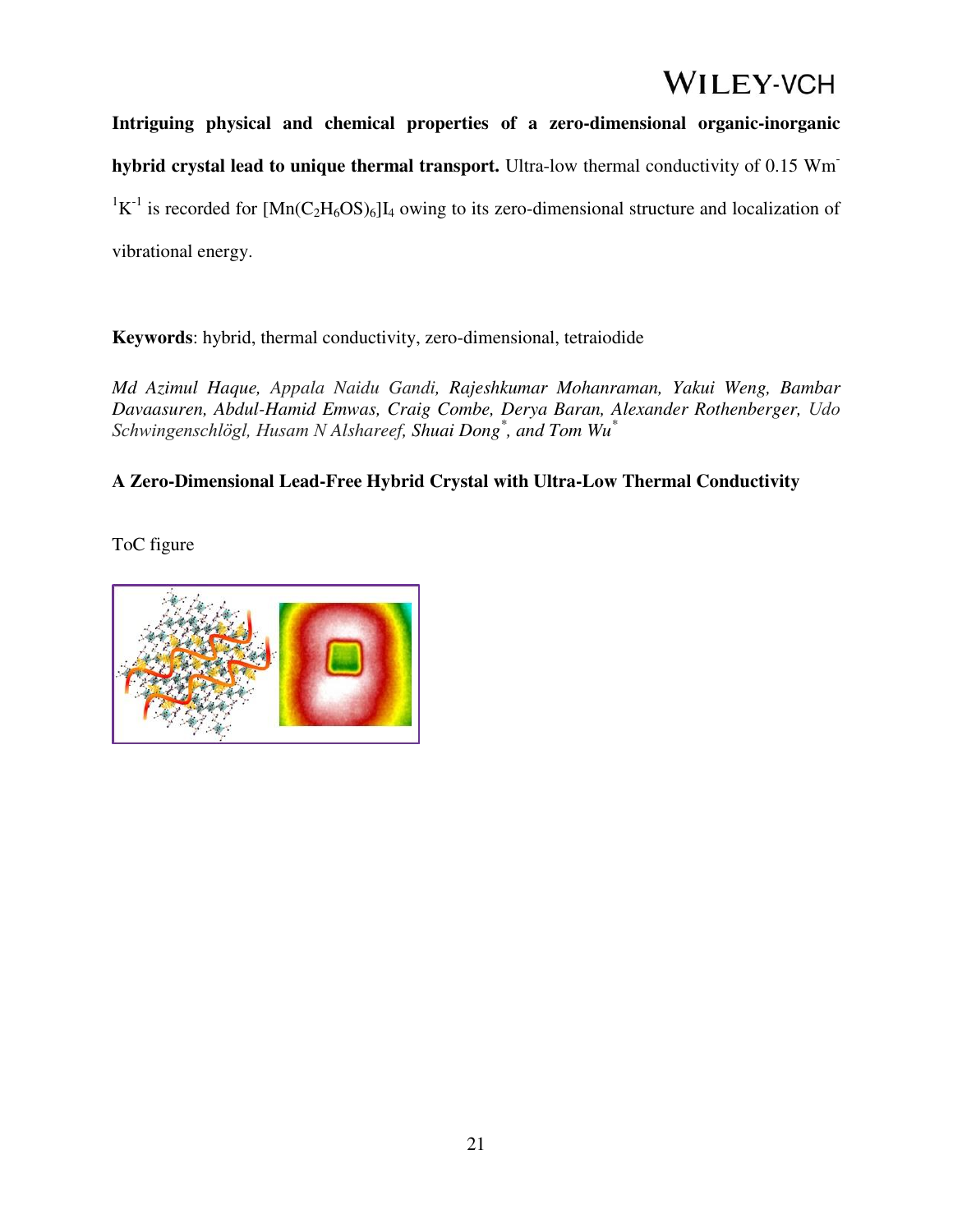**Intriguing physical and chemical properties of a zero-dimensional organic-inorganic hybrid crystal lead to unique thermal transport.** Ultra-low thermal conductivity of 0.15 $Wm^{-1}K^{-1}$ is recorded for $[Mn(C_2H_6OS)_6]I_4$ owing to its zero-dimensional structure and localization of vibrational energy.

**Keywords**: hybrid, thermal conductivity, zero-dimensional, tetraiodide

*Md Azimul Haque, Appala Naidu Gandi, Rajeshkumar Mohanraman, Yakui Weng, Bambar Davaasuren, Abdul-Hamid Emwas, Craig Combe, Derya Baran, Alexander Rothenberger, Udo Schwingenschlögl, Husam N Alshareef, Shuai Dong*, and Tom Wu**

**A Zero-Dimensional Lead-Free Hybrid Crystal with Ultra-Low Thermal Conductivity**

ToC figure